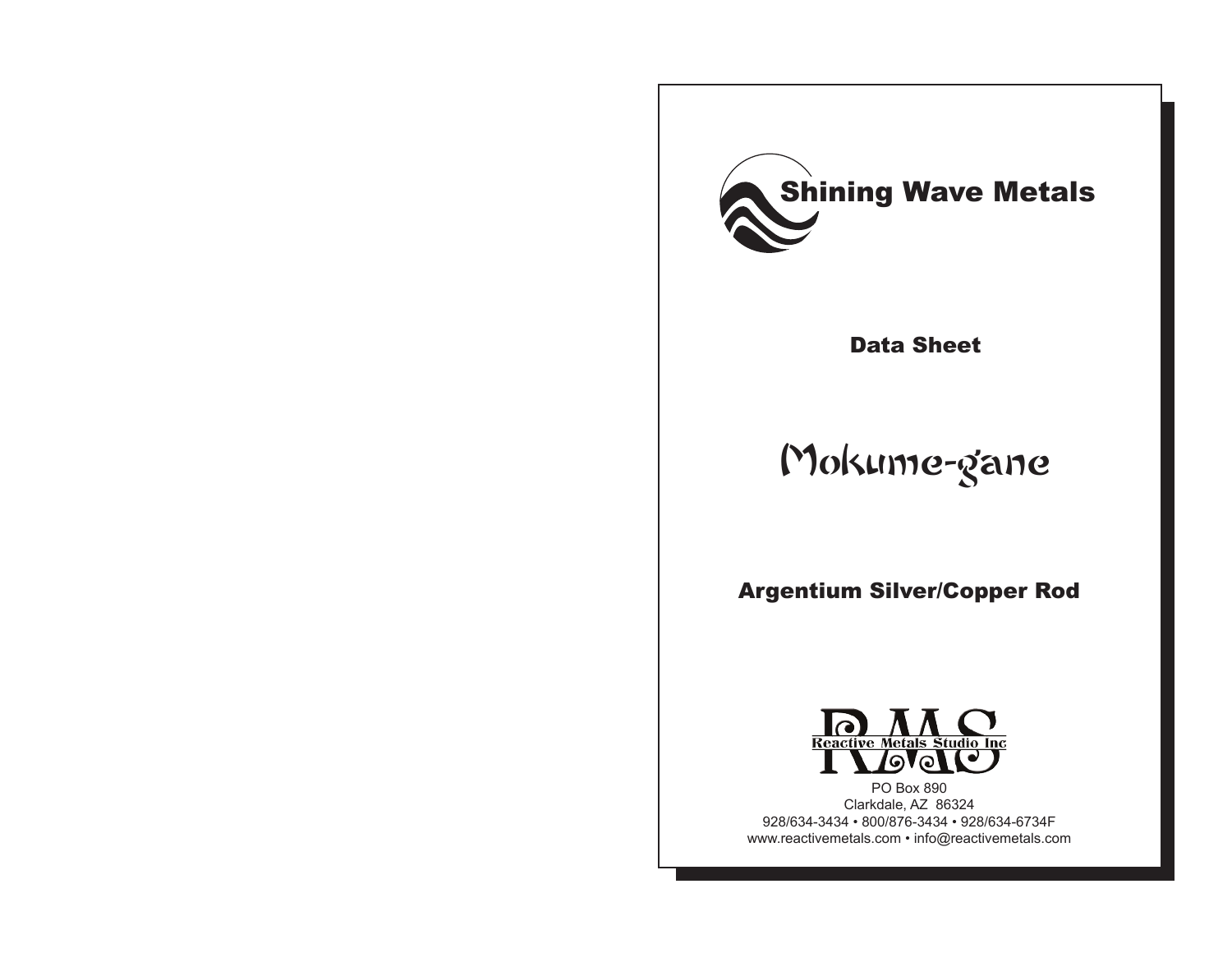# Shining Wave Metals

## Data Sheet

# Mokume-gane

## Argentium Silver/Copper Rod

RMS
Reactive Metals Studio Inc

PO Box 890
Clarkdale, AZ 86324
928/634-3434 • 800/876-3434 • 928/634-6734F
www.reactivemetals.com • info@reactivemetals.com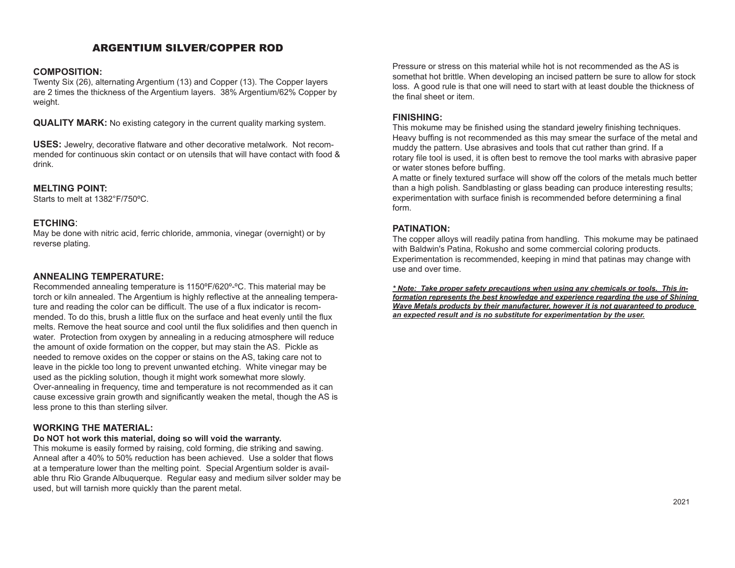# ARGENTIUM SILVER/COPPER ROD

## COMPOSITION:

Twenty Six (26), alternating Argentium (13) and Copper (13). The Copper layers are 2 times the thickness of the Argentium layers. 38% Argentium/62% Copper by weight.

**QUALITY MARK:** No existing category in the current quality marking system.

**USES:** Jewelry, decorative flatware and other decorative metalwork. Not recommended for continuous skin contact or on utensils that will have contact with food & drink.

## MELTING POINT:

Starts to melt at 1382°F/750ºC.

## ETCHING:

May be done with nitric acid, ferric chloride, ammonia, vinegar (overnight) or by reverse plating.

## ANNEALING TEMPERATURE:

Recommended annealing temperature is 1150ºF/620º-ºC. This material may be torch or kiln annealed. The Argentium is highly reflective at the annealing temperature and reading the color can be difficult. The use of a flux indicator is recommended. To do this, brush a little flux on the surface and heat evenly until the flux melts. Remove the heat source and cool until the flux solidifies and then quench in water. Protection from oxygen by annealing in a reducing atmosphere will reduce the amount of oxide formation on the copper, but may stain the AS. Pickle as needed to remove oxides on the copper or stains on the AS, taking care not to leave in the pickle too long to prevent unwanted etching. White vinegar may be used as the pickling solution, though it might work somewhat more slowly. Over-annealing in frequency, time and temperature is not recommended as it can cause excessive grain growth and significantly weaken the metal, though the AS is less prone to this than sterling silver.

## WORKING THE MATERIAL:

**Do NOT hot work this material, doing so will void the warranty.**

This mokume is easily formed by raising, cold forming, die striking and sawing. Anneal after a 40% to 50% reduction has been achieved. Use a solder that flows at a temperature lower than the melting point. Special Argentium solder is available thru Rio Grande Albuquerque. Regular easy and medium silver solder may be used, but will tarnish more quickly than the parent metal.

Pressure or stress on this material while hot is not recommended as the AS is somethat hot brittle. When developing an incised pattern be sure to allow for stock loss. A good rule is that one will need to start with at least double the thickness of the final sheet or item.

## FINISHING:

This mokume may be finished using the standard jewelry finishing techniques. Heavy buffing is not recommended as this may smear the surface of the metal and muddy the pattern. Use abrasives and tools that cut rather than grind. If a rotary file tool is used, it is often best to remove the tool marks with abrasive paper or water stones before buffing.

A matte or finely textured surface will show off the colors of the metals much better than a high polish. Sandblasting or glass beading can produce interesting results; experimentation with surface finish is recommended before determining a final form.

## PATINATION:

The copper alloys will readily patina from handling. This mokume may be patinaed with Baldwin's Patina, Rokusho and some commercial coloring products. Experimentation is recommended, keeping in mind that patinas may change with use and over time.

***\* Note: Take proper safety precautions when using any chemicals or tools. This information represents the best knowledge and experience regarding the use of Shining Wave Metals products by their manufacturer, however it is not guaranteed to produce an expected result and is no substitute for experimentation by the user.***

2021